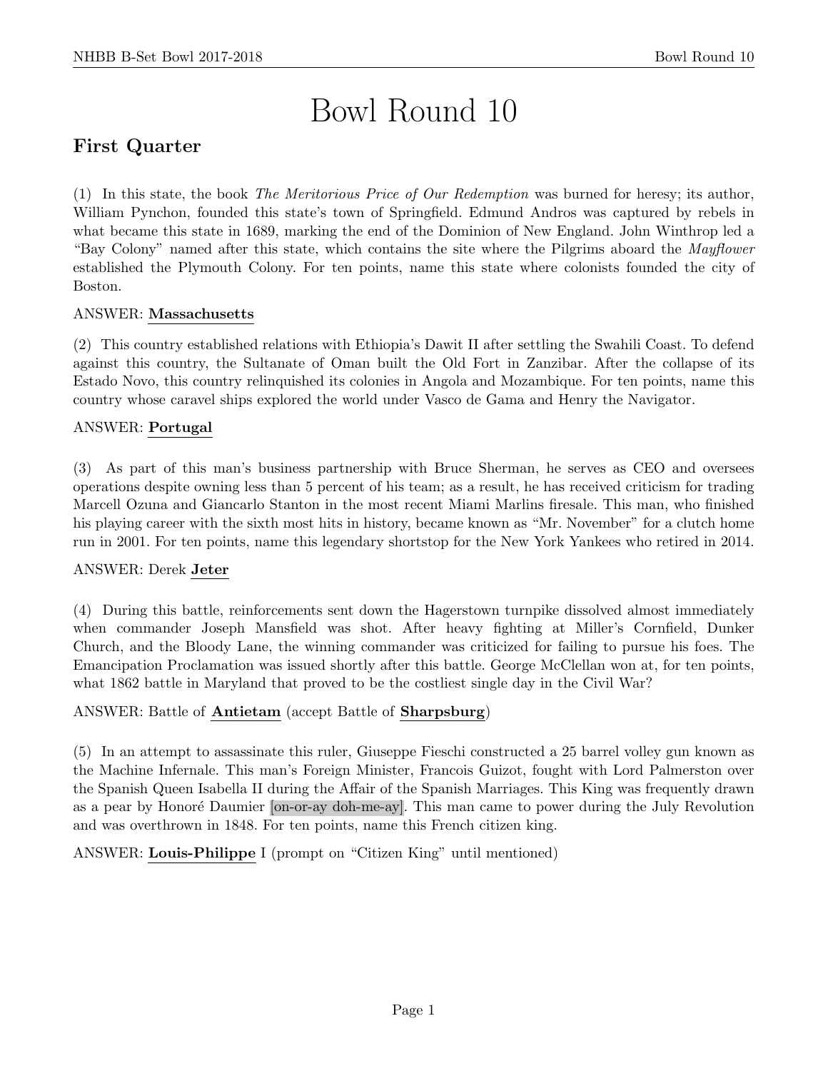# Bowl Round 10

## First Quarter

(1) In this state, the book *The Meritorious Price of Our Redemption* was burned for heresy; its author, William Pynchon, founded this state's town of Springfield. Edmund Andros was captured by rebels in what became this state in 1689, marking the end of the Dominion of New England. John Winthrop led a "Bay Colony" named after this state, which contains the site where the Pilgrims aboard the *Mayflower* established the Plymouth Colony. For ten points, name this state where colonists founded the city of Boston.

ANSWER: **Massachusetts**

(2) This country established relations with Ethiopia's Dawit II after settling the Swahili Coast. To defend against this country, the Sultanate of Oman built the Old Fort in Zanzibar. After the collapse of its Estado Novo, this country relinquished its colonies in Angola and Mozambique. For ten points, name this country whose caravel ships explored the world under Vasco de Gama and Henry the Navigator.

ANSWER: **Portugal**

(3) As part of this man's business partnership with Bruce Sherman, he serves as CEO and oversees operations despite owning less than 5 percent of his team; as a result, he has received criticism for trading Marcell Ozuna and Giancarlo Stanton in the most recent Miami Marlins firesale. This man, who finished his playing career with the sixth most hits in history, became known as "Mr. November" for a clutch home run in 2001. For ten points, name this legendary shortstop for the New York Yankees who retired in 2014.

ANSWER: Derek **Jeter**

(4) During this battle, reinforcements sent down the Hagerstown turnpike dissolved almost immediately when commander Joseph Mansfield was shot. After heavy fighting at Miller's Cornfield, Dunker Church, and the Bloody Lane, the winning commander was criticized for failing to pursue his foes. The Emancipation Proclamation was issued shortly after this battle. George McClellan won at, for ten points, what 1862 battle in Maryland that proved to be the costliest single day in the Civil War?

ANSWER: Battle of **Antietam** (accept Battle of **Sharpsburg**)

(5) In an attempt to assassinate this ruler, Giuseppe Fieschi constructed a 25 barrel volley gun known as the Machine Infernale. This man's Foreign Minister, Francois Guizot, fought with Lord Palmerston over the Spanish Queen Isabella II during the Affair of the Spanish Marriages. This King was frequently drawn as a pear by Honoré Daumier [on-or-ay doh-me-ay]. This man came to power during the July Revolution and was overthrown in 1848. For ten points, name this French citizen king.

ANSWER: **Louis-Philippe** I (prompt on "Citizen King" until mentioned)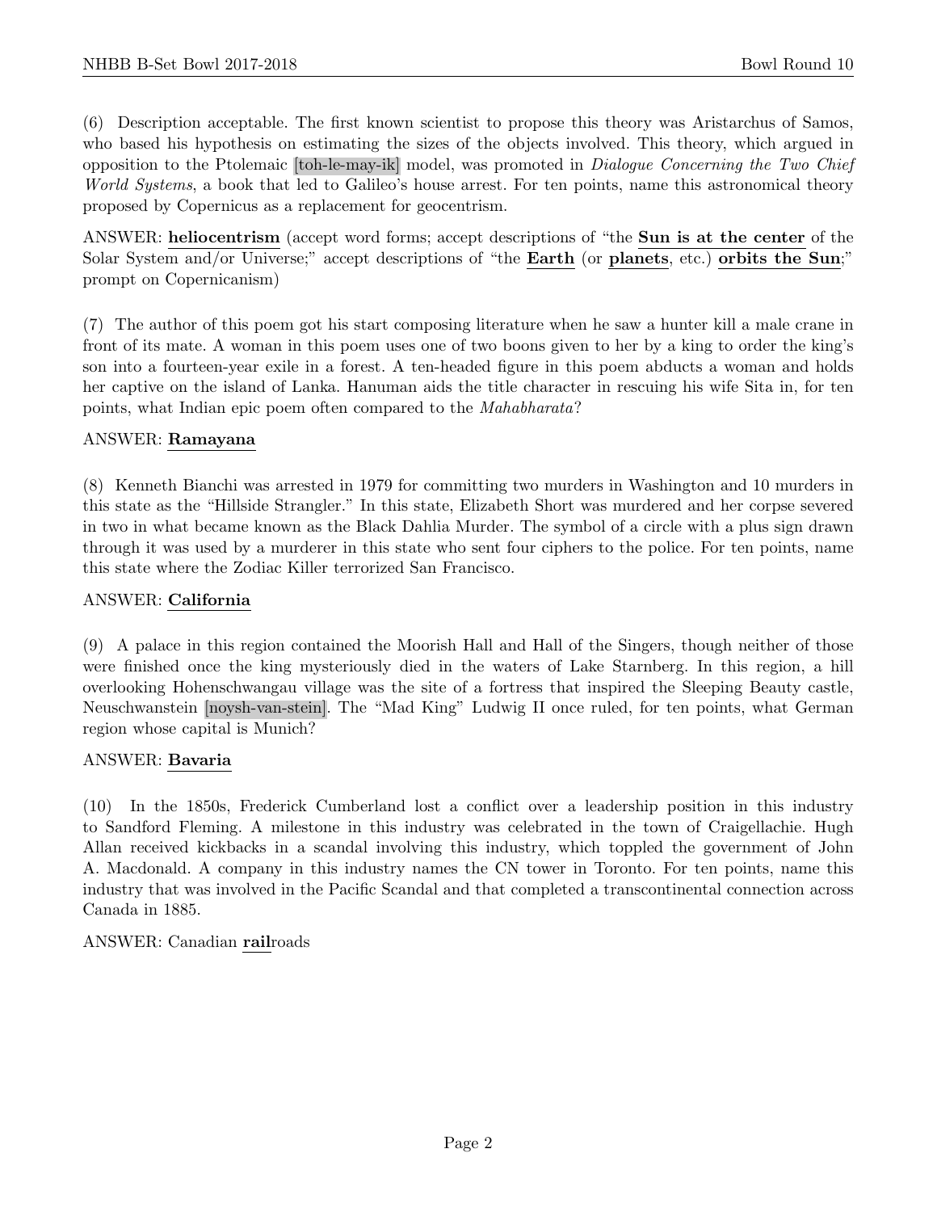(6) Description acceptable. The first known scientist to propose this theory was Aristarchus of Samos, who based his hypothesis on estimating the sizes of the objects involved. This theory, which argued in opposition to the Ptolemaic [toh-le-may-ik] model, was promoted in *Dialogue Concerning the Two Chief World Systems*, a book that led to Galileo's house arrest. For ten points, name this astronomical theory proposed by Copernicus as a replacement for geocentrism.

ANSWER: **heliocentrism** (accept word forms; accept descriptions of "the **Sun is at the center** of the Solar System and/or Universe;" accept descriptions of "the **Earth** (or **planets**, etc.) **orbits the Sun**;" prompt on Copernicanism)

(7) The author of this poem got his start composing literature when he saw a hunter kill a male crane in front of its mate. A woman in this poem uses one of two boons given to her by a king to order the king's son into a fourteen-year exile in a forest. A ten-headed figure in this poem abducts a woman and holds her captive on the island of Lanka. Hanuman aids the title character in rescuing his wife Sita in, for ten points, what Indian epic poem often compared to the *Mahabharata*?

ANSWER: **Ramayana**

(8) Kenneth Bianchi was arrested in 1979 for committing two murders in Washington and 10 murders in this state as the "Hillside Strangler." In this state, Elizabeth Short was murdered and her corpse severed in two in what became known as the Black Dahlia Murder. The symbol of a circle with a plus sign drawn through it was used by a murderer in this state who sent four ciphers to the police. For ten points, name this state where the Zodiac Killer terrorized San Francisco.

ANSWER: **California**

(9) A palace in this region contained the Moorish Hall and Hall of the Singers, though neither of those were finished once the king mysteriously died in the waters of Lake Starnberg. In this region, a hill overlooking Hohenschwangau village was the site of a fortress that inspired the Sleeping Beauty castle, Neuschwanstein [noysh-van-stein]. The "Mad King" Ludwig II once ruled, for ten points, what German region whose capital is Munich?

ANSWER: **Bavaria**

(10) In the 1850s, Frederick Cumberland lost a conflict over a leadership position in this industry to Sandford Fleming. A milestone in this industry was celebrated in the town of Craigellachie. Hugh Allan received kickbacks in a scandal involving this industry, which toppled the government of John A. Macdonald. A company in this industry names the CN tower in Toronto. For ten points, name this industry that was involved in the Pacific Scandal and that completed a transcontinental connection across Canada in 1885.

ANSWER: Canadian **rail**roads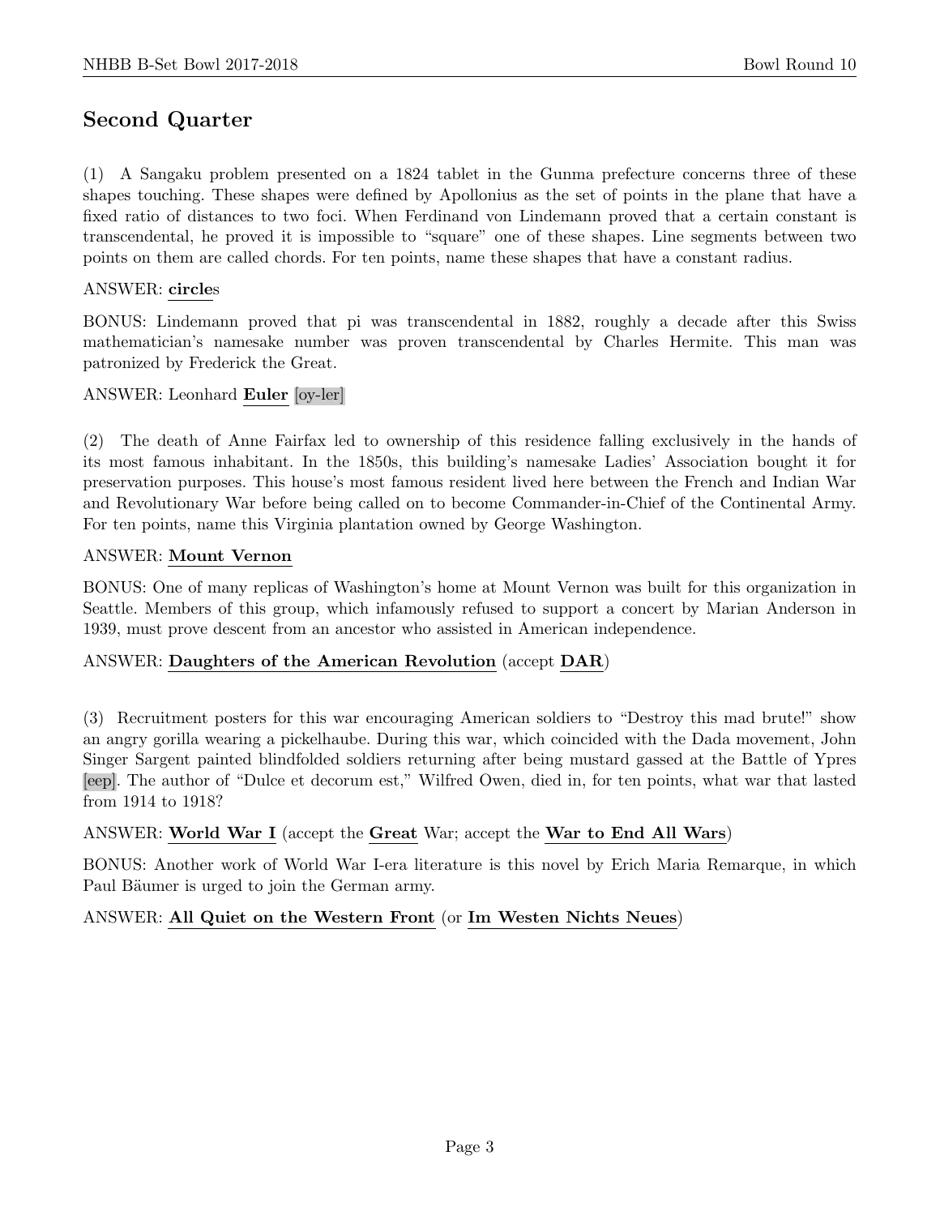## Second Quarter

(1) A Sangaku problem presented on a 1824 tablet in the Gunma prefecture concerns three of these shapes touching. These shapes were defined by Apollonius as the set of points in the plane that have a fixed ratio of distances to two foci. When Ferdinand von Lindemann proved that a certain constant is transcendental, he proved it is impossible to "square" one of these shapes. Line segments between two points on them are called chords. For ten points, name these shapes that have a constant radius.

ANSWER: **circle**s

BONUS: Lindemann proved that pi was transcendental in 1882, roughly a decade after this Swiss mathematician's namesake number was proven transcendental by Charles Hermite. This man was patronized by Frederick the Great.

ANSWER: Leonhard **Euler** [oy-ler]

(2) The death of Anne Fairfax led to ownership of this residence falling exclusively in the hands of its most famous inhabitant. In the 1850s, this building's namesake Ladies' Association bought it for preservation purposes. This house's most famous resident lived here between the French and Indian War and Revolutionary War before being called on to become Commander-in-Chief of the Continental Army. For ten points, name this Virginia plantation owned by George Washington.

ANSWER: **Mount Vernon**

BONUS: One of many replicas of Washington's home at Mount Vernon was built for this organization in Seattle. Members of this group, which infamously refused to support a concert by Marian Anderson in 1939, must prove descent from an ancestor who assisted in American independence.

ANSWER: **Daughters of the American Revolution** (accept **DAR**)

(3) Recruitment posters for this war encouraging American soldiers to "Destroy this mad brute!" show an angry gorilla wearing a pickelhaube. During this war, which coincided with the Dada movement, John Singer Sargent painted blindfolded soldiers returning after being mustard gassed at the Battle of Ypres [eep]. The author of "Dulce et decorum est," Wilfred Owen, died in, for ten points, what war that lasted from 1914 to 1918?

ANSWER: **World War I** (accept the **Great** War; accept the **War to End All Wars**)

BONUS: Another work of World War I-era literature is this novel by Erich Maria Remarque, in which Paul Bäumer is urged to join the German army.

ANSWER: **All Quiet on the Western Front** (or **Im Westen Nichts Neues**)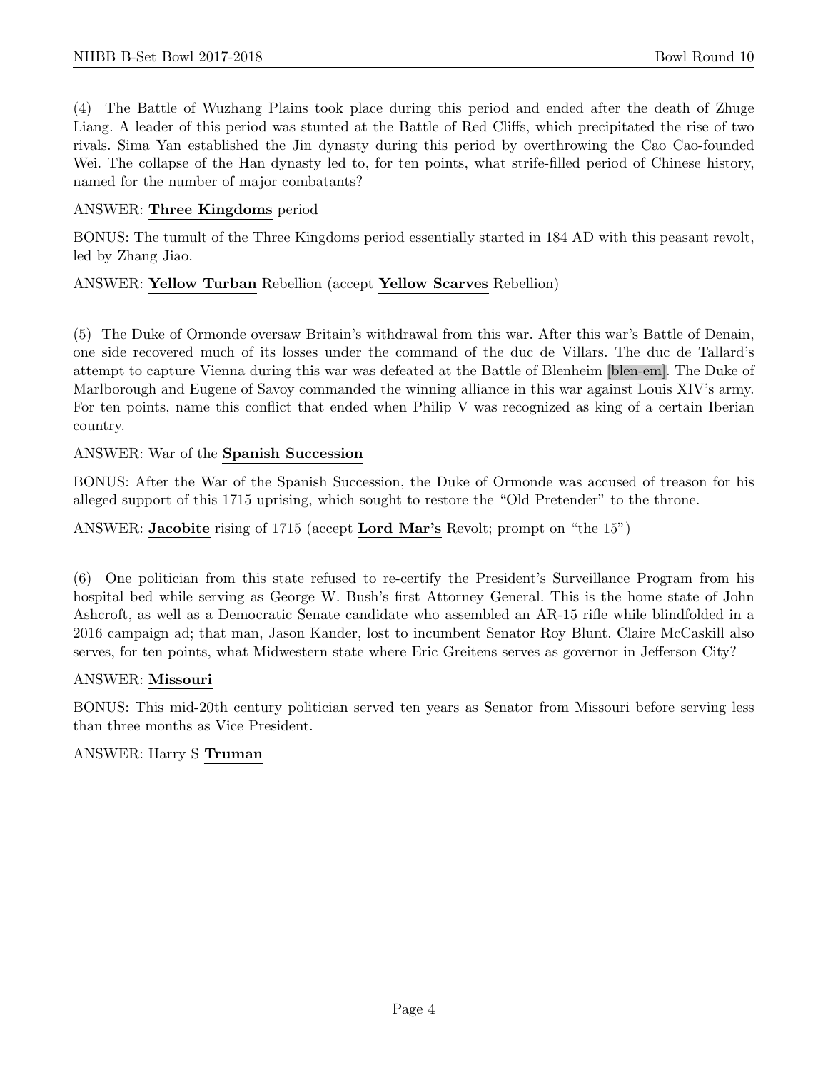(4) The Battle of Wuzhang Plains took place during this period and ended after the death of Zhuge Liang. A leader of this period was stunted at the Battle of Red Cliffs, which precipitated the rise of two rivals. Sima Yan established the Jin dynasty during this period by overthrowing the Cao Cao-founded Wei. The collapse of the Han dynasty led to, for ten points, what strife-filled period of Chinese history, named for the number of major combatants?

ANSWER: **Three Kingdoms** period

BONUS: The tumult of the Three Kingdoms period essentially started in 184 AD with this peasant revolt, led by Zhang Jiao.

ANSWER: **Yellow Turban** Rebellion (accept **Yellow Scarves** Rebellion)

(5) The Duke of Ormonde oversaw Britain's withdrawal from this war. After this war's Battle of Denain, one side recovered much of its losses under the command of the duc de Villars. The duc de Tallard's attempt to capture Vienna during this war was defeated at the Battle of Blenheim [blen-em]. The Duke of Marlborough and Eugene of Savoy commanded the winning alliance in this war against Louis XIV's army. For ten points, name this conflict that ended when Philip V was recognized as king of a certain Iberian country.

ANSWER: War of the **Spanish Succession**

BONUS: After the War of the Spanish Succession, the Duke of Ormonde was accused of treason for his alleged support of this 1715 uprising, which sought to restore the "Old Pretender" to the throne.

ANSWER: **Jacobite** rising of 1715 (accept **Lord Mar's** Revolt; prompt on "the 15")

(6) One politician from this state refused to re-certify the President's Surveillance Program from his hospital bed while serving as George W. Bush's first Attorney General. This is the home state of John Ashcroft, as well as a Democratic Senate candidate who assembled an AR-15 rifle while blindfolded in a 2016 campaign ad; that man, Jason Kander, lost to incumbent Senator Roy Blunt. Claire McCaskill also serves, for ten points, what Midwestern state where Eric Greitens serves as governor in Jefferson City?

ANSWER: **Missouri**

BONUS: This mid-20th century politician served ten years as Senator from Missouri before serving less than three months as Vice President.

ANSWER: Harry S **Truman**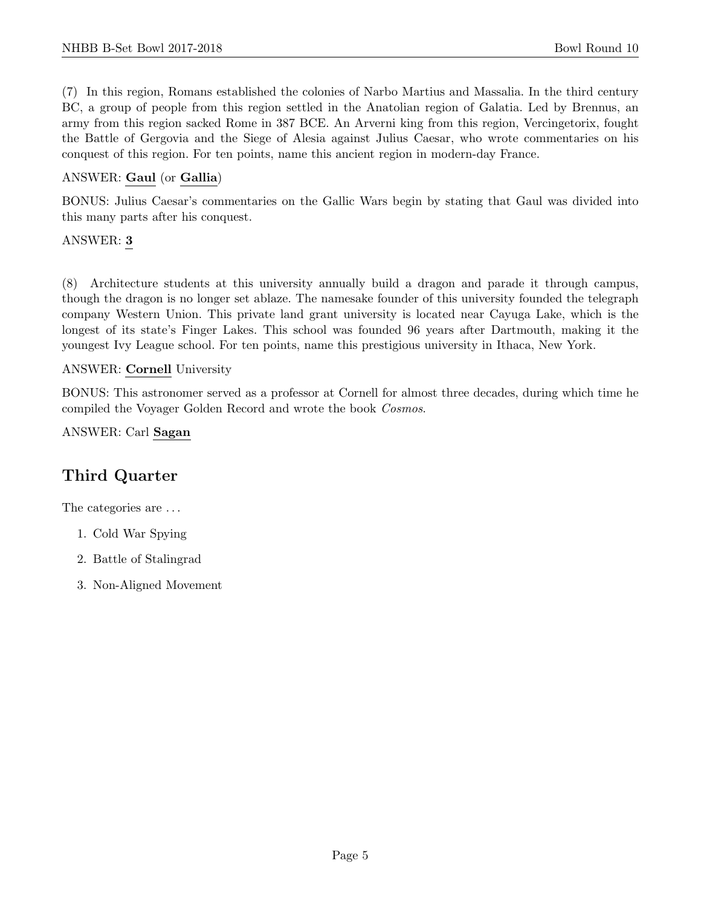(7) In this region, Romans established the colonies of Narbo Martius and Massalia. In the third century BC, a group of people from this region settled in the Anatolian region of Galatia. Led by Brennus, an army from this region sacked Rome in 387 BCE. An Arverni king from this region, Vercingetorix, fought the Battle of Gergovia and the Siege of Alesia against Julius Caesar, who wrote commentaries on his conquest of this region. For ten points, name this ancient region in modern-day France.

ANSWER: **Gaul** (or **Gallia**)

BONUS: Julius Caesar's commentaries on the Gallic Wars begin by stating that Gaul was divided into this many parts after his conquest.

ANSWER: **3**

(8) Architecture students at this university annually build a dragon and parade it through campus, though the dragon is no longer set ablaze. The namesake founder of this university founded the telegraph company Western Union. This private land grant university is located near Cayuga Lake, which is the longest of its state's Finger Lakes. This school was founded 96 years after Dartmouth, making it the youngest Ivy League school. For ten points, name this prestigious university in Ithaca, New York.

ANSWER: **Cornell** University

BONUS: This astronomer served as a professor at Cornell for almost three decades, during which time he compiled the Voyager Golden Record and wrote the book *Cosmos*.

ANSWER: Carl **Sagan**

## Third Quarter

The categories are ...

1. Cold War Spying
2. Battle of Stalingrad
3. Non-Aligned Movement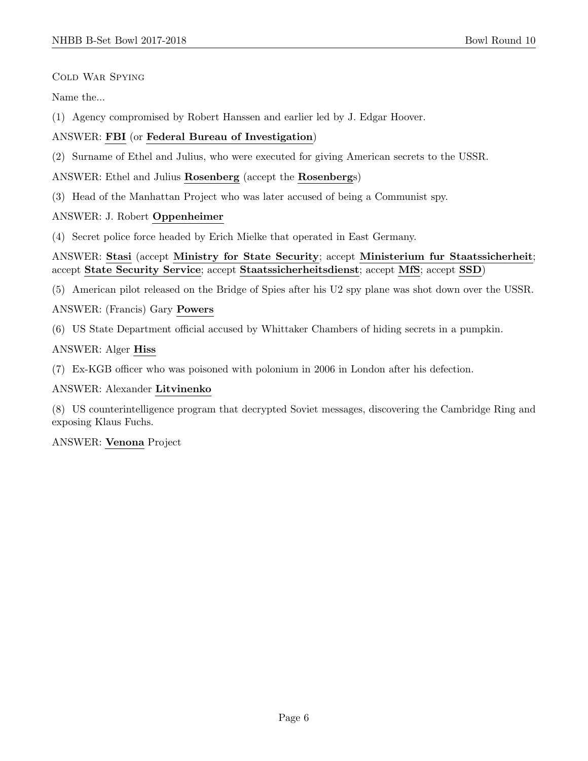Cold War Spying

Name the...

(1) Agency compromised by Robert Hanssen and earlier led by J. Edgar Hoover.

ANSWER: **FBI** (or **Federal Bureau of Investigation**)

(2) Surname of Ethel and Julius, who were executed for giving American secrets to the USSR.

ANSWER: Ethel and Julius **Rosenberg** (accept the **Rosenberg**s)

(3) Head of the Manhattan Project who was later accused of being a Communist spy.

ANSWER: J. Robert **Oppenheimer**

(4) Secret police force headed by Erich Mielke that operated in East Germany.

ANSWER: **Stasi** (accept **Ministry for State Security**; accept **Ministerium fur Staatssicherheit**; accept **State Security Service**; accept **Staatssicherheitsdienst**; accept **MfS**; accept **SSD**)

(5) American pilot released on the Bridge of Spies after his U2 spy plane was shot down over the USSR.

ANSWER: (Francis) Gary **Powers**

(6) US State Department official accused by Whittaker Chambers of hiding secrets in a pumpkin.

ANSWER: Alger **Hiss**

(7) Ex-KGB officer who was poisoned with polonium in 2006 in London after his defection.

ANSWER: Alexander **Litvinenko**

(8) US counterintelligence program that decrypted Soviet messages, discovering the Cambridge Ring and exposing Klaus Fuchs.

ANSWER: **Venona** Project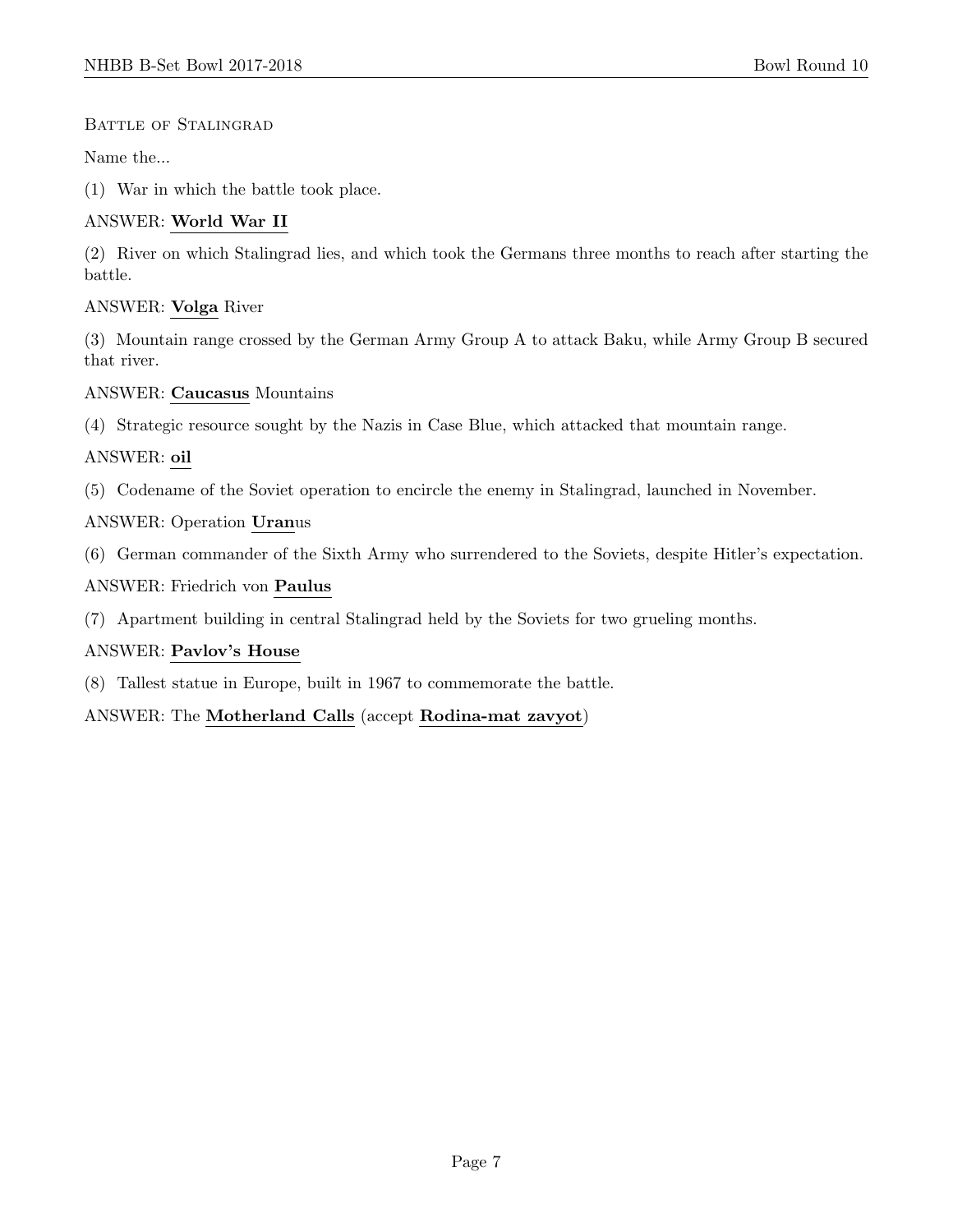Battle of Stalingrad

Name the...

(1) War in which the battle took place.

ANSWER: **World War II**

(2) River on which Stalingrad lies, and which took the Germans three months to reach after starting the battle.

ANSWER: **Volga** River

(3) Mountain range crossed by the German Army Group A to attack Baku, while Army Group B secured that river.

ANSWER: **Caucasus** Mountains

(4) Strategic resource sought by the Nazis in Case Blue, which attacked that mountain range.

ANSWER: **oil**

(5) Codename of the Soviet operation to encircle the enemy in Stalingrad, launched in November.

ANSWER: Operation **Uran**us

(6) German commander of the Sixth Army who surrendered to the Soviets, despite Hitler's expectation.

ANSWER: Friedrich von **Paulus**

(7) Apartment building in central Stalingrad held by the Soviets for two grueling months.

ANSWER: **Pavlov's House**

(8) Tallest statue in Europe, built in 1967 to commemorate the battle.

ANSWER: The **Motherland Calls** (accept **Rodina-mat zavyot**)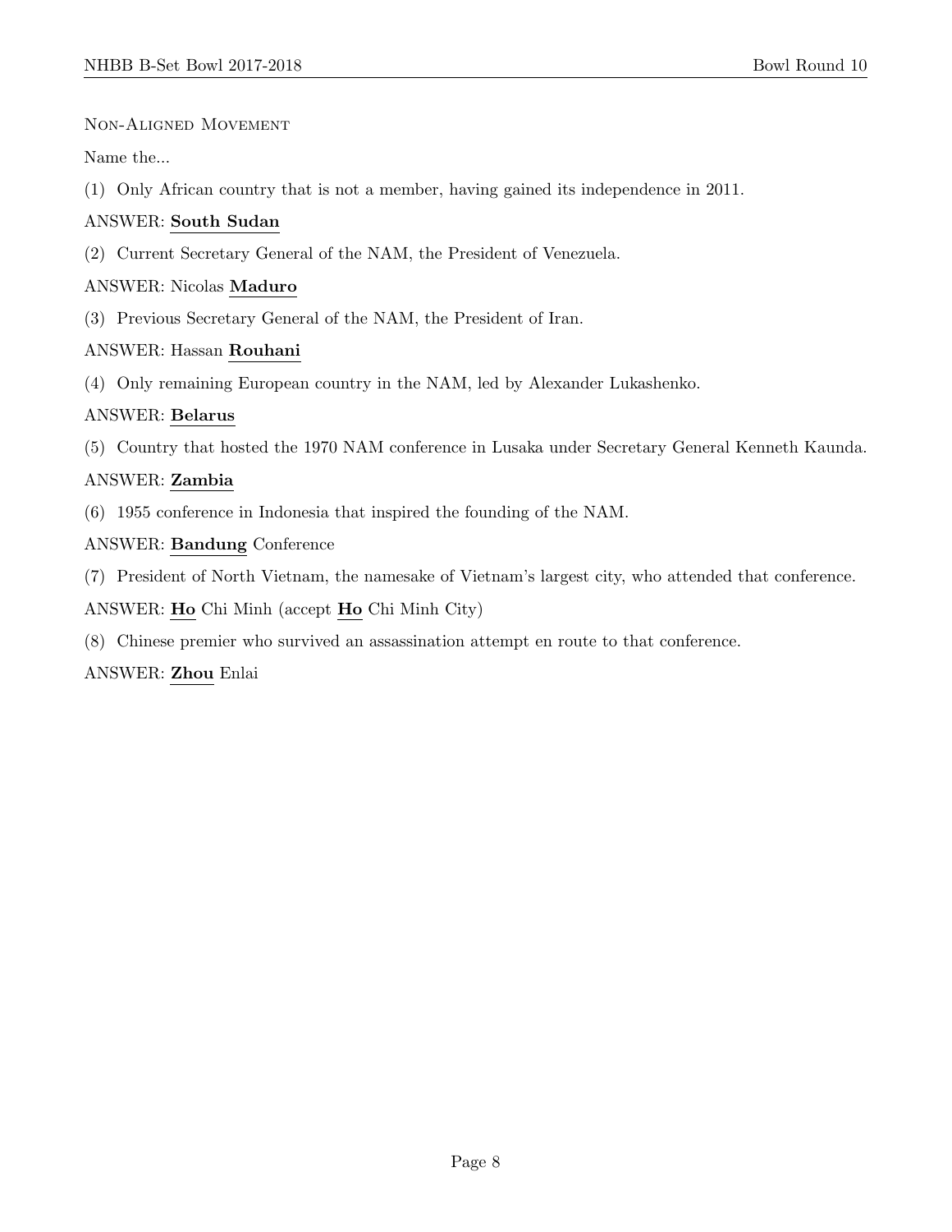Non-Aligned Movement

Name the...

(1) Only African country that is not a member, having gained its independence in 2011.

ANSWER: **South Sudan**

(2) Current Secretary General of the NAM, the President of Venezuela.

ANSWER: Nicolas **Maduro**

(3) Previous Secretary General of the NAM, the President of Iran.

ANSWER: Hassan **Rouhani**

(4) Only remaining European country in the NAM, led by Alexander Lukashenko.

ANSWER: **Belarus**

(5) Country that hosted the 1970 NAM conference in Lusaka under Secretary General Kenneth Kaunda.

ANSWER: **Zambia**

(6) 1955 conference in Indonesia that inspired the founding of the NAM.

ANSWER: **Bandung** Conference

(7) President of North Vietnam, the namesake of Vietnam's largest city, who attended that conference.

ANSWER: **Ho** Chi Minh (accept **Ho** Chi Minh City)

(8) Chinese premier who survived an assassination attempt en route to that conference.

ANSWER: **Zhou** Enlai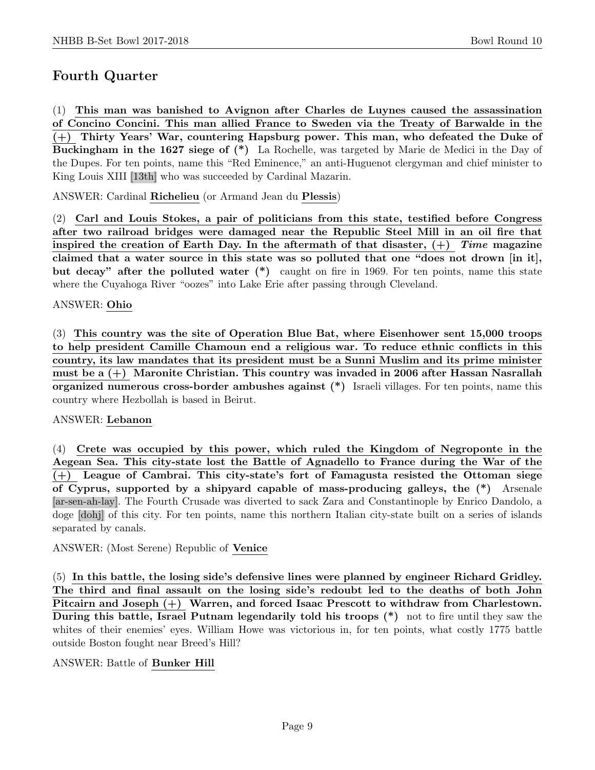## Fourth Quarter

(1) **This man was banished to Avignon after Charles de Luynes caused the assassination of Concino Concini. This man allied France to Sweden via the Treaty of Barwalde in the (+) Thirty Years' War, countering Hapsburg power. This man, who defeated the Duke of Buckingham in the 1627 siege of (*)** La Rochelle, was targeted by Marie de Medici in the Day of the Dupes. For ten points, name this "Red Eminence," an anti-Huguenot clergyman and chief minister to King Louis XIII [13th] who was succeeded by Cardinal Mazarin.

ANSWER: Cardinal **Richelieu** (or Armand Jean du **Plessis**)

(2) **Carl and Louis Stokes, a pair of politicians from this state, testified before Congress after two railroad bridges were damaged near the Republic Steel Mill in an oil fire that inspired the creation of Earth Day. In the aftermath of that disaster, (+) *Time* magazine claimed that a water source in this state was so polluted that one "does not drown [in it], but decay" after the polluted water (*)** caught on fire in 1969. For ten points, name this state where the Cuyahoga River "oozes" into Lake Erie after passing through Cleveland.

ANSWER: **Ohio**

(3) **This country was the site of Operation Blue Bat, where Eisenhower sent 15,000 troops to help president Camille Chamoun end a religious war. To reduce ethnic conflicts in this country, its law mandates that its president must be a Sunni Muslim and its prime minister must be a (+) Maronite Christian. This country was invaded in 2006 after Hassan Nasrallah organized numerous cross-border ambushes against (*)** Israeli villages. For ten points, name this country where Hezbollah is based in Beirut.

ANSWER: **Lebanon**

(4) **Crete was occupied by this power, which ruled the Kingdom of Negroponte in the Aegean Sea. This city-state lost the Battle of Agnadello to France during the War of the (+) League of Cambrai. This city-state's fort of Famagusta resisted the Ottoman siege of Cyprus, supported by a shipyard capable of mass-producing galleys, the (*)** Arsenale [ar-sen-ah-lay]. The Fourth Crusade was diverted to sack Zara and Constantinople by Enrico Dandolo, a doge [dohj] of this city. For ten points, name this northern Italian city-state built on a series of islands separated by canals.

ANSWER: (Most Serene) Republic of **Venice**

(5) **In this battle, the losing side's defensive lines were planned by engineer Richard Gridley. The third and final assault on the losing side's redoubt led to the deaths of both John Pitcairn and Joseph (+) Warren, and forced Isaac Prescott to withdraw from Charlestown. During this battle, Israel Putnam legendarily told his troops (*)** not to fire until they saw the whites of their enemies' eyes. William Howe was victorious in, for ten points, what costly 1775 battle outside Boston fought near Breed's Hill?

ANSWER: Battle of **Bunker Hill**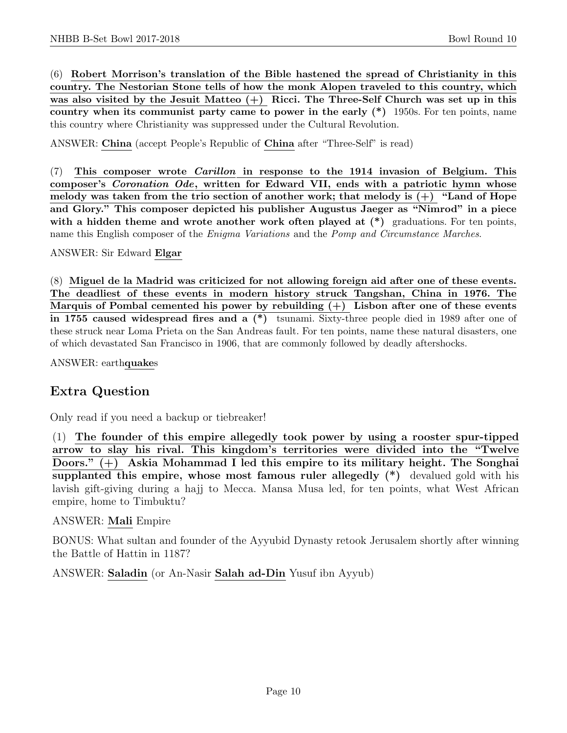(6) **Robert Morrison's translation of the Bible hastened the spread of Christianity in this country. The Nestorian Stone tells of how the monk Alopen traveled to this country, which was also visited by the Jesuit Matteo (+) Ricci. The Three-Self Church was set up in this country when its communist party came to power in the early (*)** 1950s. For ten points, name this country where Christianity was suppressed under the Cultural Revolution.

ANSWER: **China** (accept People's Republic of **China** after "Three-Self" is read)

(7) **This composer wrote *Carillon* in response to the 1914 invasion of Belgium. This composer's *Coronation Ode*, written for Edward VII, ends with a patriotic hymn whose melody was taken from the trio section of another work; that melody is (+) "Land of Hope and Glory." This composer depicted his publisher Augustus Jaeger as "Nimrod" in a piece with a hidden theme and wrote another work often played at (*)** graduations. For ten points, name this English composer of the *Enigma Variations* and the *Pomp and Circumstance Marches*.

ANSWER: Sir Edward **Elgar**

(8) **Miguel de la Madrid was criticized for not allowing foreign aid after one of these events. The deadliest of these events in modern history struck Tangshan, China in 1976. The Marquis of Pombal cemented his power by rebuilding (+) Lisbon after one of these events in 1755 caused widespread fires and a (*)** tsunami. Sixty-three people died in 1989 after one of these struck near Loma Prieta on the San Andreas fault. For ten points, name these natural disasters, one of which devastated San Francisco in 1906, that are commonly followed by deadly aftershocks.

ANSWER: earth**quake**s

## Extra Question

Only read if you need a backup or tiebreaker!

(1) **The founder of this empire allegedly took power by using a rooster spur-tipped arrow to slay his rival. This kingdom's territories were divided into the "Twelve Doors." (+) Askia Mohammad I led this empire to its military height. The Songhai supplanted this empire, whose most famous ruler allegedly (*)** devalued gold with his lavish gift-giving during a hajj to Mecca. Mansa Musa led, for ten points, what West African empire, home to Timbuktu?

ANSWER: **Mali** Empire

BONUS: What sultan and founder of the Ayyubid Dynasty retook Jerusalem shortly after winning the Battle of Hattin in 1187?

ANSWER: **Saladin** (or An-Nasir **Salah ad-Din** Yusuf ibn Ayyub)